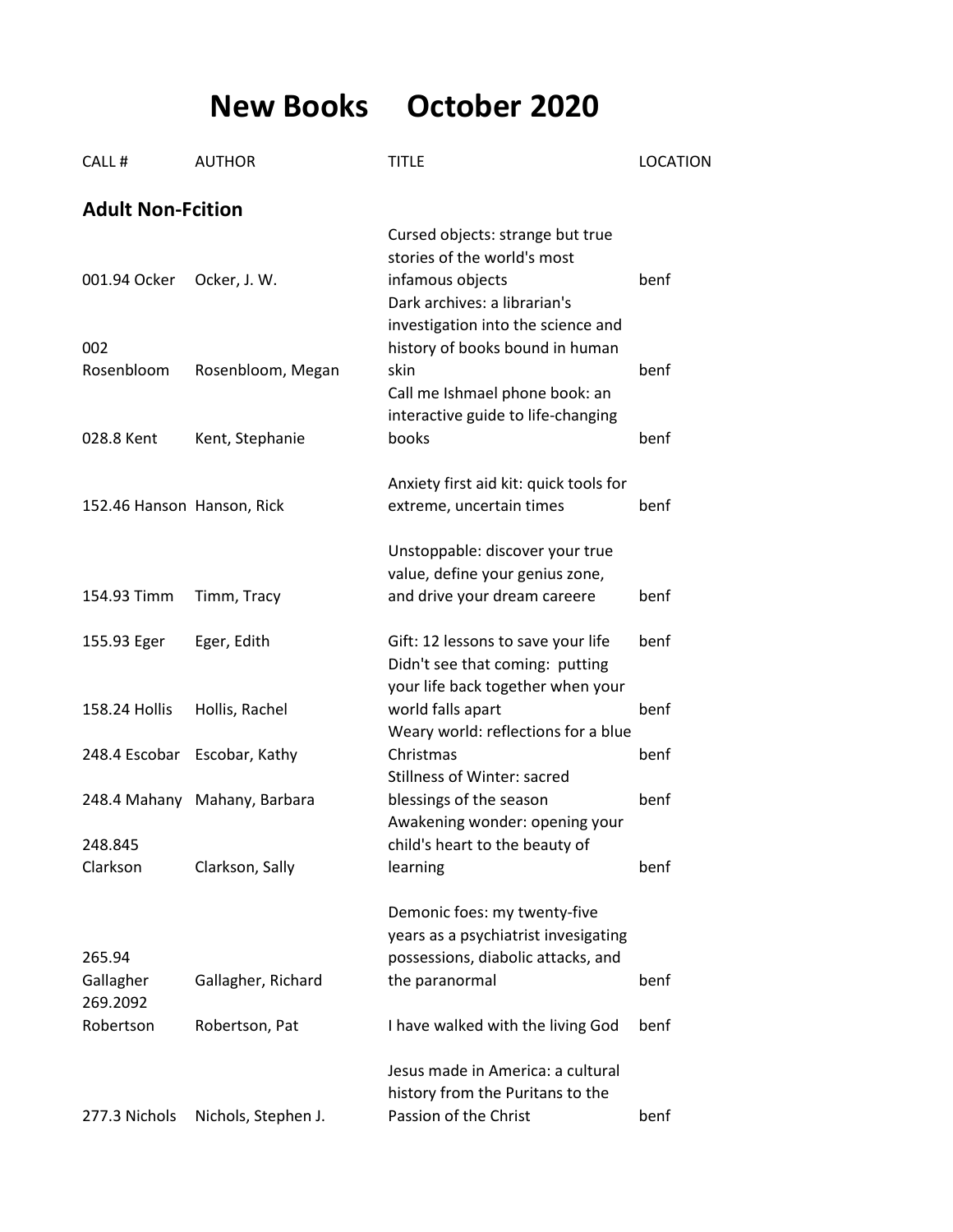# New Books October 2020

| CALL # | AUTHOR | TITLE | LOCATION |
|---|---|---|---|
| **Adult Non-Fcition** | | | |
| 001.94 Ocker | Ocker, J. W. | Cursed objects: strange but true stories of the world's most infamous objects | benf |
| 002 Rosenbloom | Rosenbloom, Megan | Dark archives: a librarian's investigation into the science and history of books bound in human skin | benf |
| 028.8 Kent | Kent, Stephanie | Call me Ishmael phone book: an interactive guide to life-changing books | benf |
| 152.46 Hanson | Hanson, Rick | Anxiety first aid kit: quick tools for extreme, uncertain times | benf |
| 154.93 Timm | Timm, Tracy | Unstoppable: discover your true value, define your genius zone, and drive your dream careere | benf |
| 155.93 Eger | Eger, Edith | Gift: 12 lessons to save your life | benf |
| 158.24 Hollis | Hollis, Rachel | Didn't see that coming: putting your life back together when your world falls apart | benf |
| 248.4 Escobar | Escobar, Kathy | Weary world: reflections for a blue Christmas | benf |
| 248.4 Mahany | Mahany, Barbara | Stillness of Winter: sacred blessings of the season | benf |
| 248.845 Clarkson | Clarkson, Sally | Awakening wonder: opening your child's heart to the beauty of learning | benf |
| 265.94 Gallagher | Gallagher, Richard | Demonic foes: my twenty-five years as a psychiatrist invesigating possessions, diabolic attacks, and the paranormal | benf |
| 269.2092 Robertson | Robertson, Pat | I have walked with the living God | benf |
| 277.3 Nichols | Nichols, Stephen J. | Jesus made in America: a cultural history from the Puritans to the Passion of the Christ | benf |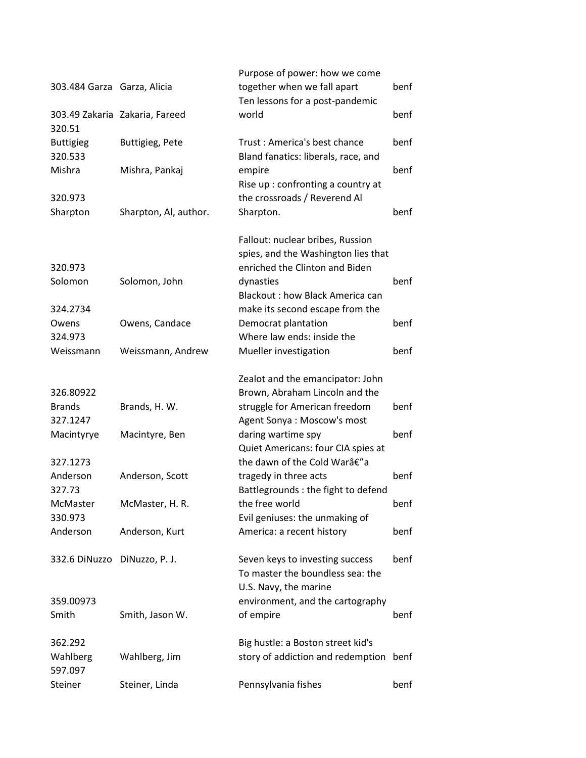| | | | |
|---|---|---|---|
| 303.484 Garza | Garza, Alicia | Purpose of power: how we come together when we fall apart | benf |
| 303.49 Zakaria | Zakaria, Fareed | Ten lessons for a post-pandemic world | benf |
| 320.51 Buttigieg | Buttigieg, Pete | Trust : America's best chance | benf |
| 320.533 Mishra | Mishra, Pankaj | Bland fanatics: liberals, race, and empire | benf |
| 320.973 Sharpton | Sharpton, Al, author. | Rise up : confronting a country at the crossroads / Reverend Al Sharpton. | benf |
| 320.973 Solomon | Solomon, John | Fallout: nuclear bribes, Russion spies, and the Washington lies that enriched the Clinton and Biden dynasties | benf |
| 324.2734 Owens | Owens, Candace | Blackout : how Black America can make its second escape from the Democrat plantation | benf |
| 324.973 Weissmann | Weissmann, Andrew | Where law ends: inside the Mueller investigation | benf |
| 326.80922 Brands | Brands, H. W. | Zealot and the emancipator: John Brown, Abraham Lincoln and the struggle for American freedom | benf |
| 327.1247 Macintyrye | Macintyre, Ben | Agent Sonya : Moscow's most daring wartime spy | benf |
| 327.1273 Anderson | Anderson, Scott | Quiet Americans: four CIA spies at the dawn of the Cold Warâ€"a tragedy in three acts | benf |
| 327.73 McMaster | McMaster, H. R. | Battlegrounds : the fight to defend the free world | benf |
| 330.973 Anderson | Anderson, Kurt | Evil geniuses: the unmaking of America: a recent history | benf |
| 332.6 DiNuzzo | DiNuzzo, P. J. | Seven keys to investing success | benf |
| 359.00973 Smith | Smith, Jason W. | To master the boundless sea: the U.S. Navy, the marine environment, and the cartography of empire | benf |
| 362.292 Wahlberg | Wahlberg, Jim | Big hustle: a Boston street kid's story of addiction and redemption | benf |
| 597.097 Steiner | Steiner, Linda | Pennsylvania fishes | benf |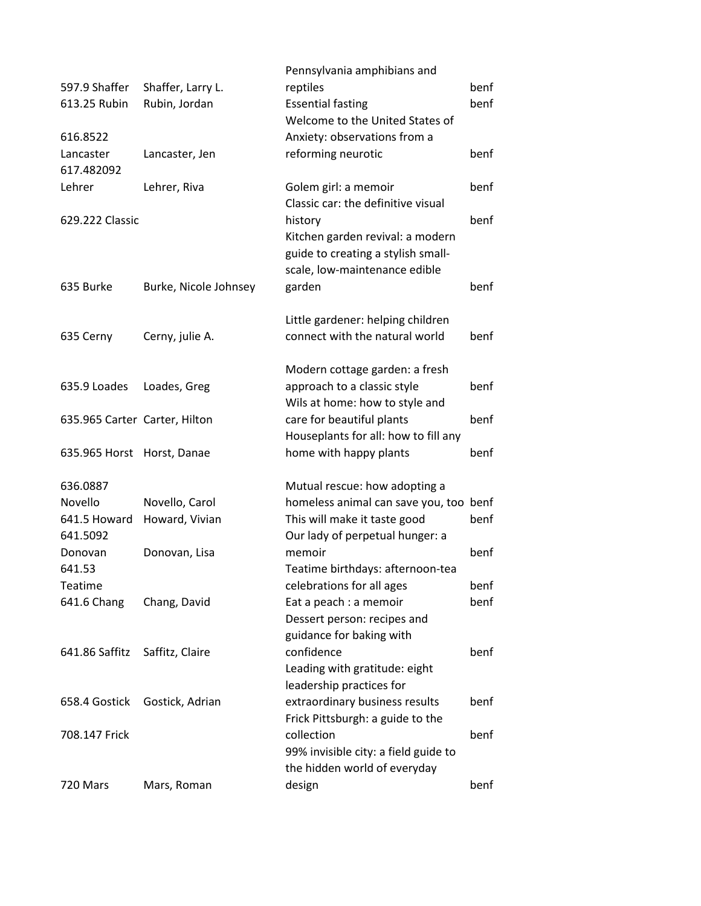| | | | |
|---|---|---|---|
| 597.9 Shaffer | Shaffer, Larry L. | Pennsylvania amphibians and reptiles | benf |
| 613.25 Rubin | Rubin, Jordan | Essential fasting | benf |
| 616.8522 Lancaster | Lancaster, Jen | Welcome to the United States of Anxiety: observations from a reforming neurotic | benf |
| 617.482092 Lehrer | Lehrer, Riva | Golem girl: a memoir | benf |
| 629.222 Classic | | Classic car: the definitive visual history | benf |
| 635 Burke | Burke, Nicole Johnsey | Kitchen garden revival: a modern guide to creating a stylish small-scale, low-maintenance edible garden | benf |
| 635 Cerny | Cerny, julie A. | Little gardener: helping children connect with the natural world | benf |
| 635.9 Loades | Loades, Greg | Modern cottage garden: a fresh approach to a classic style | benf |
| 635.965 Carter | Carter, Hilton | Wils at home: how to style and care for beautiful plants | benf |
| 635.965 Horst | Horst, Danae | Houseplants for all: how to fill any home with happy plants | benf |
| 636.0887 Novello | Novello, Carol | Mutual rescue: how adopting a homeless animal can save you, too | benf |
| 641.5 Howard | Howard, Vivian | This will make it taste good | benf |
| 641.5092 Donovan | Donovan, Lisa | Our lady of perpetual hunger: a memoir | benf |
| 641.53 Teatime | | Teatime birthdays: afternoon-tea celebrations for all ages | benf |
| 641.6 Chang | Chang, David | Eat a peach : a memoir | benf |
| 641.86 Saffitz | Saffitz, Claire | Dessert person: recipes and guidance for baking with confidence | benf |
| 658.4 Gostick | Gostick, Adrian | Leading with gratitude: eight leadership practices for extraordinary business results | benf |
| 708.147 Frick | | Frick Pittsburgh: a guide to the collection | benf |
| 720 Mars | Mars, Roman | 99% invisible city: a field guide to the hidden world of everyday design | benf |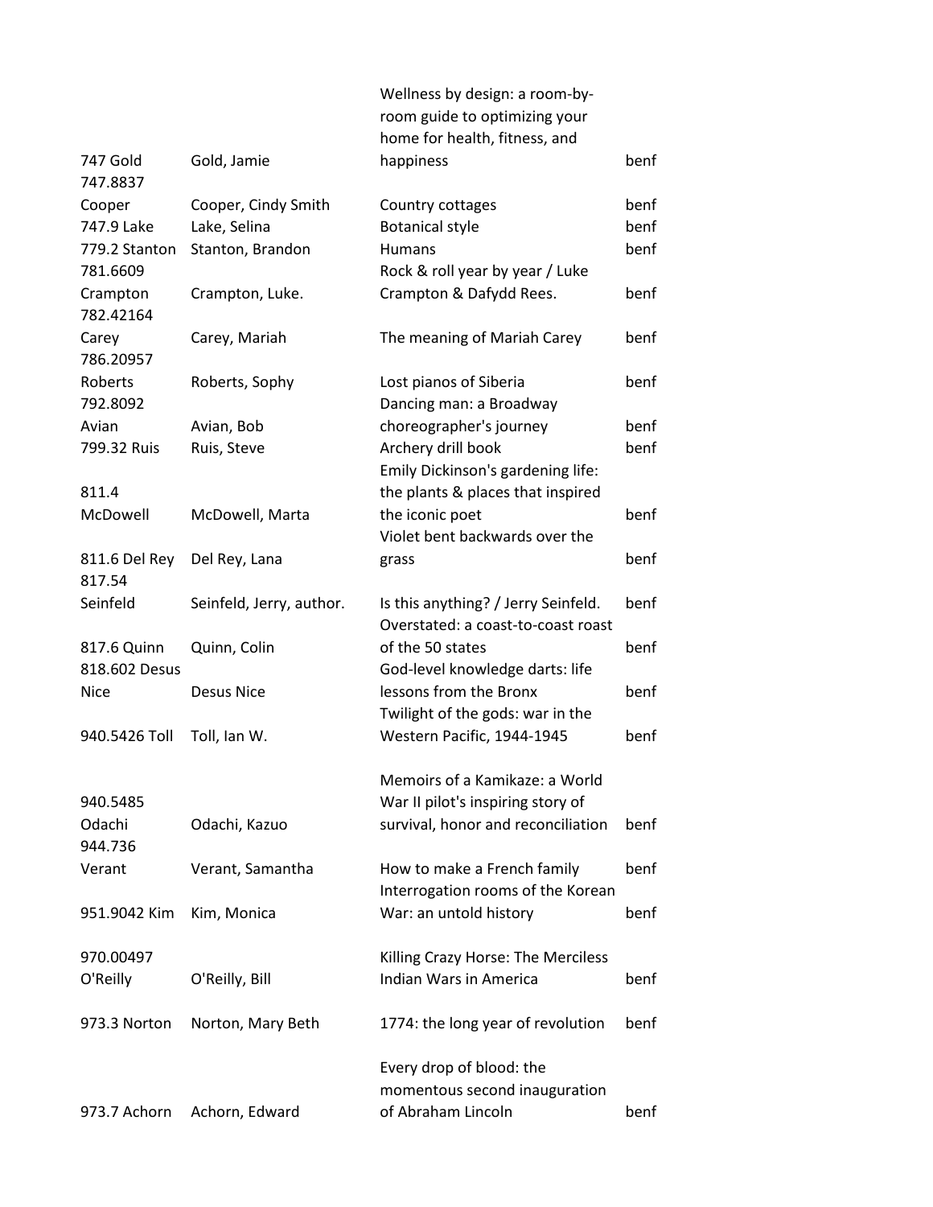| | | | |
|---|---|---|---|
| 747 Gold | Gold, Jamie | Wellness by design: a room-by-room guide to optimizing your home for health, fitness, and happiness | benf |
| 747.8837 Cooper | Cooper, Cindy Smith | Country cottages | benf |
| 747.9 Lake | Lake, Selina | Botanical style | benf |
| 779.2 Stanton | Stanton, Brandon | Humans | benf |
| 781.6609 Crampton | Crampton, Luke. | Rock & roll year by year / Luke Crampton & Dafydd Rees. | benf |
| 782.42164 Carey | Carey, Mariah | The meaning of Mariah Carey | benf |
| 786.20957 Roberts | Roberts, Sophy | Lost pianos of Siberia | benf |
| 792.8092 Avian | Avian, Bob | Dancing man: a Broadway choreographer's journey | benf |
| 799.32 Ruis | Ruis, Steve | Archery drill book | benf |
| 811.4 McDowell | McDowell, Marta | Emily Dickinson's gardening life: the plants & places that inspired the iconic poet | benf |
| 811.6 Del Rey | Del Rey, Lana | Violet bent backwards over the grass | benf |
| 817.54 Seinfeld | Seinfeld, Jerry, author. | Is this anything? / Jerry Seinfeld. | benf |
| 817.6 Quinn | Quinn, Colin | Overstated: a coast-to-coast roast of the 50 states | benf |
| 818.602 Desus Nice | Desus Nice | God-level knowledge darts: life lessons from the Bronx | benf |
| 940.5426 Toll | Toll, Ian W. | Twilight of the gods: war in the Western Pacific, 1944-1945 | benf |
| 940.5485 Odachi | Odachi, Kazuo | Memoirs of a Kamikaze: a World War II pilot's inspiring story of survival, honor and reconciliation | benf |
| 944.736 Verant | Verant, Samantha | How to make a French family | benf |
| 951.9042 Kim | Kim, Monica | Interrogation rooms of the Korean War: an untold history | benf |
| 970.00497 O'Reilly | O'Reilly, Bill | Killing Crazy Horse: The Merciless Indian Wars in America | benf |
| 973.3 Norton | Norton, Mary Beth | 1774: the long year of revolution | benf |
| 973.7 Achorn | Achorn, Edward | Every drop of blood: the momentous second inauguration of Abraham Lincoln | benf |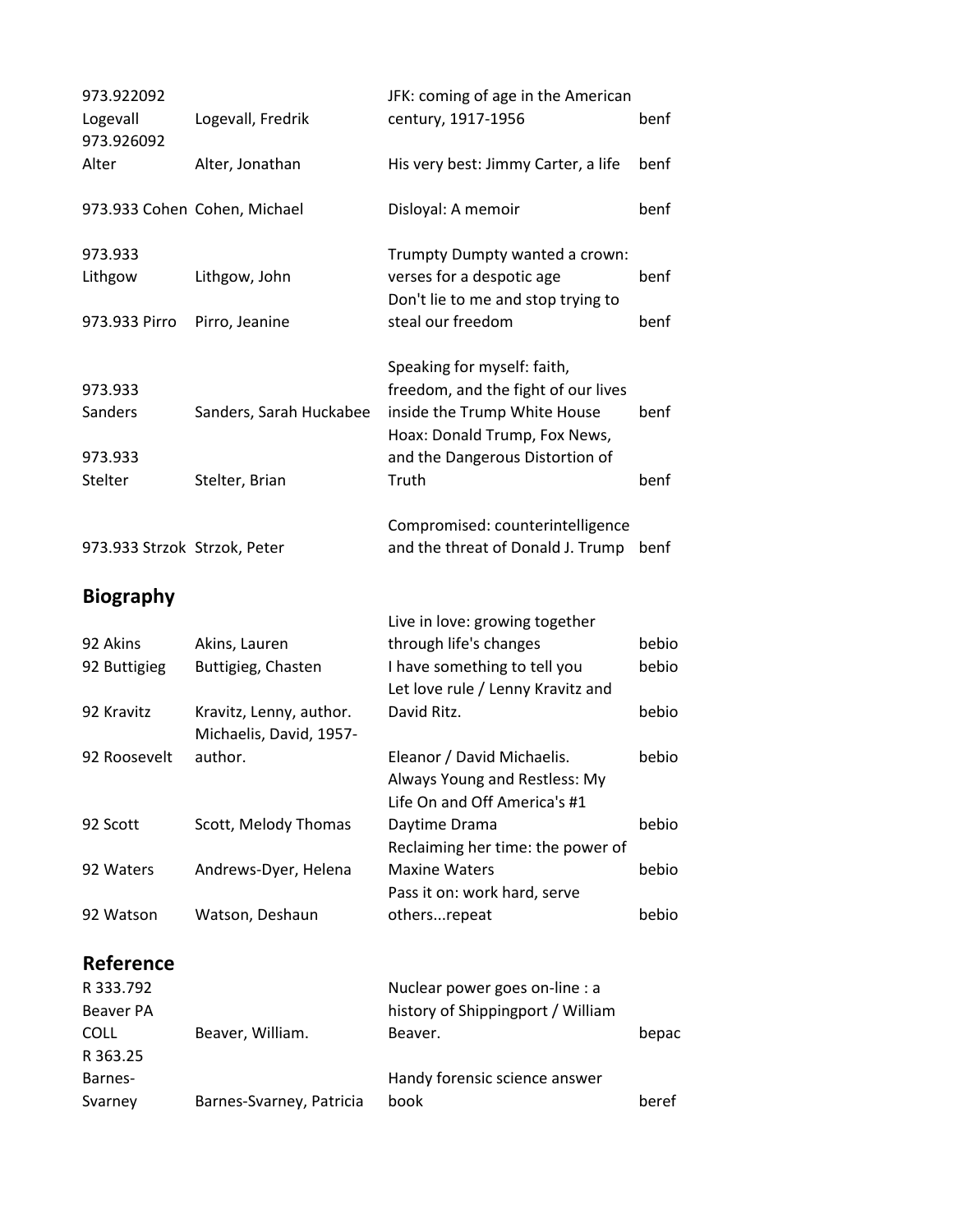| | | | |
|---|---|---|---|
| 973.922092 Logevall | Logevall, Fredrik | JFK: coming of age in the American century, 1917-1956 | benf |
| 973.926092 Alter | Alter, Jonathan | His very best: Jimmy Carter, a life | benf |
| 973.933 Cohen | Cohen, Michael | Disloyal: A memoir | benf |
| 973.933 Lithgow | Lithgow, John | Trumpty Dumpty wanted a crown: verses for a despotic age | benf |
| 973.933 Pirro | Pirro, Jeanine | Don't lie to me and stop trying to steal our freedom | benf |
| 973.933 Sanders | Sanders, Sarah Huckabee | Speaking for myself: faith, freedom, and the fight of our lives inside the Trump White House | benf |
| 973.933 Stelter | Stelter, Brian | Hoax: Donald Trump, Fox News, and the Dangerous Distortion of Truth | benf |
| 973.933 Strzok | Strzok, Peter | Compromised: counterintelligence and the threat of Donald J. Trump | benf |

## Biography

| | | | |
|---|---|---|---|
| 92 Akins | Akins, Lauren | Live in love: growing together through life's changes | bebio |
| 92 Buttigieg | Buttigieg, Chasten | I have something to tell you | bebio |
| 92 Kravitz | Kravitz, Lenny, author. | Let love rule / Lenny Kravitz and David Ritz. | bebio |
| 92 Roosevelt | Michaelis, David, 1957- author. | Eleanor / David Michaelis. | bebio |
| 92 Scott | Scott, Melody Thomas | Always Young and Restless: My Life On and Off America's #1 Daytime Drama | bebio |
| 92 Waters | Andrews-Dyer, Helena | Reclaiming her time: the power of Maxine Waters | bebio |
| 92 Watson | Watson, Deshaun | Pass it on: work hard, serve others...repeat | bebio |

## Reference

| | | | |
|---|---|---|---|
| R 333.792 Beaver PA COLL | Beaver, William. | Nuclear power goes on-line : a history of Shippingport / William Beaver. | bepac |
| R 363.25 Barnes-Svarney | Barnes-Svarney, Patricia | Handy forensic science answer book | beref |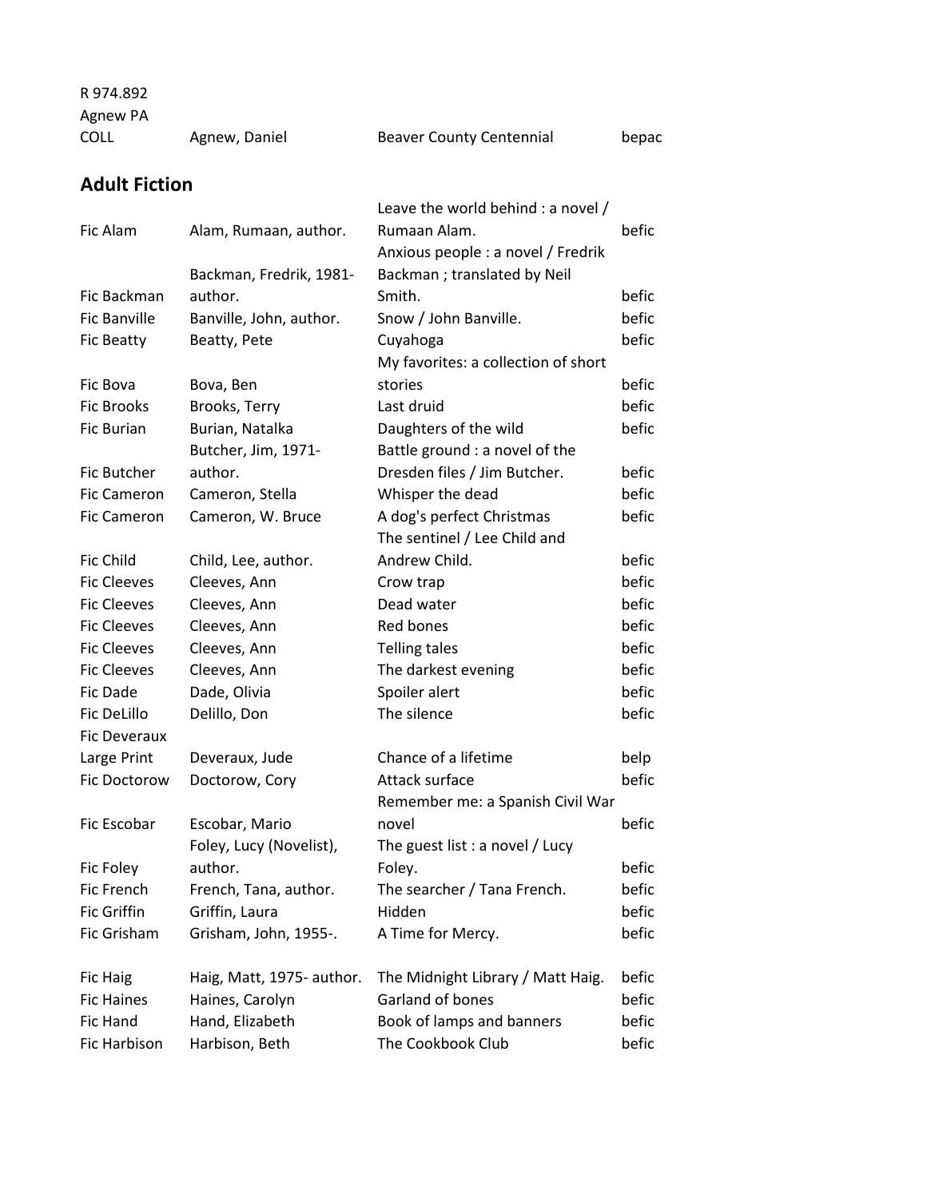| R 974.892 Agnew PA COLL | Agnew, Daniel | Beaver County Centennial | bepac |
|---|---|---|---|

## Adult Fiction

| | | | |
|---|---|---|---|
| Fic Alam | Alam, Rumaan, author. | Leave the world behind : a novel / Rumaan Alam. | befic |
| Fic Backman | Backman, Fredrik, 1981- author. | Anxious people : a novel / Fredrik Backman ; translated by Neil Smith. | befic |
| Fic Banville | Banville, John, author. | Snow / John Banville. | befic |
| Fic Beatty | Beatty, Pete | Cuyahoga | befic |
| Fic Bova | Bova, Ben | My favorites: a collection of short stories | befic |
| Fic Brooks | Brooks, Terry | Last druid | befic |
| Fic Burian | Burian, Natalka | Daughters of the wild | befic |
| Fic Butcher | Butcher, Jim, 1971- author. | Battle ground : a novel of the Dresden files / Jim Butcher. | befic |
| Fic Cameron | Cameron, Stella | Whisper the dead | befic |
| Fic Cameron | Cameron, W. Bruce | A dog's perfect Christmas | befic |
| Fic Child | Child, Lee, author. | The sentinel / Lee Child and Andrew Child. | befic |
| Fic Cleeves | Cleeves, Ann | Crow trap | befic |
| Fic Cleeves | Cleeves, Ann | Dead water | befic |
| Fic Cleeves | Cleeves, Ann | Red bones | befic |
| Fic Cleeves | Cleeves, Ann | Telling tales | befic |
| Fic Cleeves | Cleeves, Ann | The darkest evening | befic |
| Fic Dade | Dade, Olivia | Spoiler alert | befic |
| Fic DeLillo | Delillo, Don | The silence | befic |
| Fic Deveraux Large Print | Deveraux, Jude | Chance of a lifetime | belp |
| Fic Doctorow | Doctorow, Cory | Attack surface | befic |
| Fic Escobar | Escobar, Mario | Remember me: a Spanish Civil War novel | befic |
| Fic Foley | Foley, Lucy (Novelist), author. | The guest list : a novel / Lucy Foley. | befic |
| Fic French | French, Tana, author. | The searcher / Tana French. | befic |
| Fic Griffin | Griffin, Laura | Hidden | befic |
| Fic Grisham | Grisham, John, 1955-. | A Time for Mercy. | befic |
| Fic Haig | Haig, Matt, 1975- author. | The Midnight Library / Matt Haig. | befic |
| Fic Haines | Haines, Carolyn | Garland of bones | befic |
| Fic Hand | Hand, Elizabeth | Book of lamps and banners | befic |
| Fic Harbison | Harbison, Beth | The Cookbook Club | befic |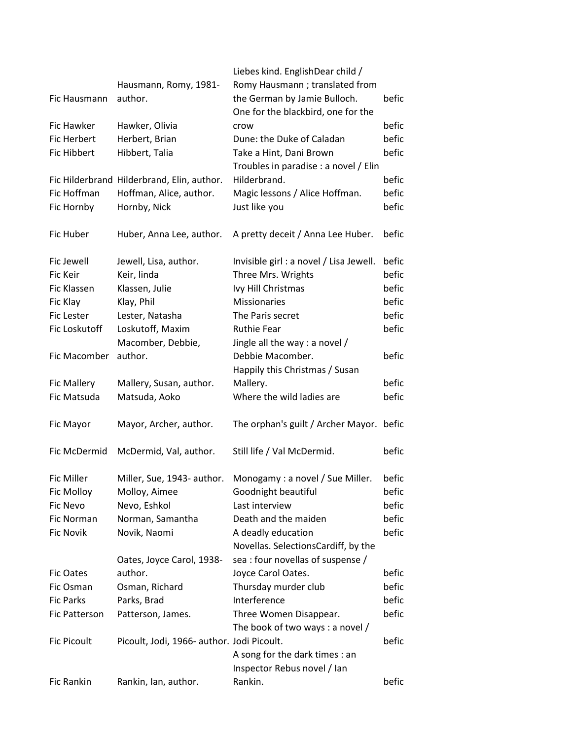| | | | |
|---|---|---|---|
| Fic Hausmann | Hausmann, Romy, 1981- author. | Liebes kind. EnglishDear child / Romy Hausmann ; translated from the German by Jamie Bulloch. | befic |
| Fic Hawker | Hawker, Olivia | One for the blackbird, one for the crow | befic |
| Fic Herbert | Herbert, Brian | Dune: the Duke of Caladan | befic |
| Fic Hibbert | Hibbert, Talia | Take a Hint, Dani Brown | befic |
| Fic Hilderbrand | Hilderbrand, Elin, author. | Troubles in paradise : a novel / Elin Hilderbrand. | befic |
| Fic Hoffman | Hoffman, Alice, author. | Magic lessons / Alice Hoffman. | befic |
| Fic Hornby | Hornby, Nick | Just like you | befic |
| Fic Huber | Huber, Anna Lee, author. | A pretty deceit / Anna Lee Huber. | befic |
| Fic Jewell | Jewell, Lisa, author. | Invisible girl : a novel / Lisa Jewell. | befic |
| Fic Keir | Keir, linda | Three Mrs. Wrights | befic |
| Fic Klassen | Klassen, Julie | Ivy Hill Christmas | befic |
| Fic Klay | Klay, Phil | Missionaries | befic |
| Fic Lester | Lester, Natasha | The Paris secret | befic |
| Fic Loskutoff | Loskutoff, Maxim | Ruthie Fear | befic |
| Fic Macomber | Macomber, Debbie, author. | Jingle all the way : a novel / Debbie Macomber. | befic |
| Fic Mallery | Mallery, Susan, author. | Happily this Christmas / Susan Mallery. | befic |
| Fic Matsuda | Matsuda, Aoko | Where the wild ladies are | befic |
| Fic Mayor | Mayor, Archer, author. | The orphan's guilt / Archer Mayor. | befic |
| Fic McDermid | McDermid, Val, author. | Still life / Val McDermid. | befic |
| Fic Miller | Miller, Sue, 1943- author. | Monogamy : a novel / Sue Miller. | befic |
| Fic Molloy | Molloy, Aimee | Goodnight beautiful | befic |
| Fic Nevo | Nevo, Eshkol | Last interview | befic |
| Fic Norman | Norman, Samantha | Death and the maiden | befic |
| Fic Novik | Novik, Naomi | A deadly education | befic |
| Fic Oates | Oates, Joyce Carol, 1938- author. | Novellas. SelectionsCardiff, by the sea : four novellas of suspense / Joyce Carol Oates. | befic |
| Fic Osman | Osman, Richard | Thursday murder club | befic |
| Fic Parks | Parks, Brad | Interference | befic |
| Fic Patterson | Patterson, James. | Three Women Disappear. | befic |
| Fic Picoult | Picoult, Jodi, 1966- author. | The book of two ways : a novel / Jodi Picoult. | befic |
| Fic Rankin | Rankin, Ian, author. | A song for the dark times : an Inspector Rebus novel / Ian Rankin. | befic |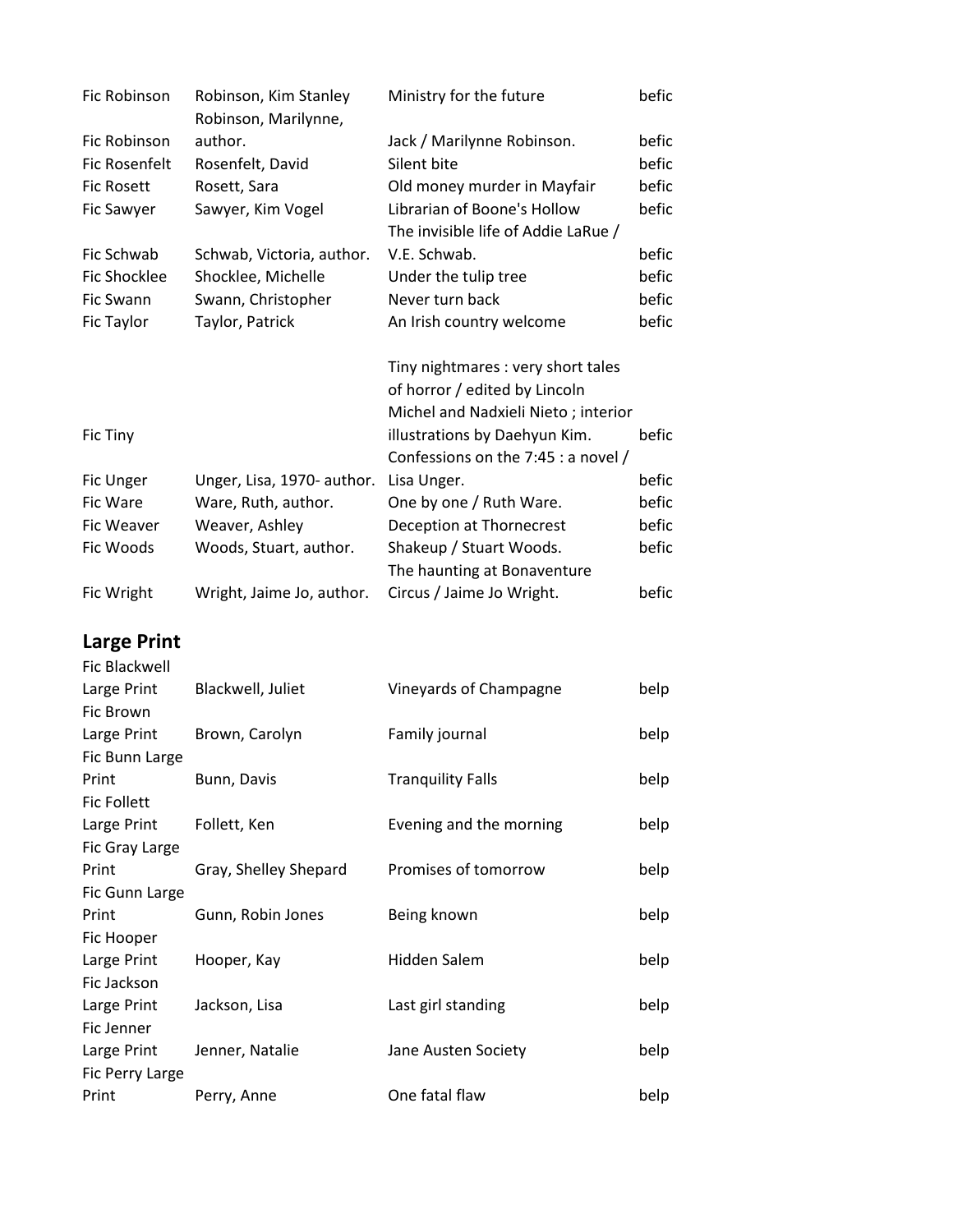| | | | |
|---|---|---|---|
| Fic Robinson | Robinson, Kim Stanley | Ministry for the future | befic |
| Fic Robinson | Robinson, Marilynne, author. | Jack / Marilynne Robinson. | befic |
| Fic Rosenfelt | Rosenfelt, David | Silent bite | befic |
| Fic Rosett | Rosett, Sara | Old money murder in Mayfair | befic |
| Fic Sawyer | Sawyer, Kim Vogel | Librarian of Boone's Hollow | befic |
| Fic Schwab | Schwab, Victoria, author. | The invisible life of Addie LaRue / V.E. Schwab. | befic |
| Fic Shocklee | Shocklee, Michelle | Under the tulip tree | befic |
| Fic Swann | Swann, Christopher | Never turn back | befic |
| Fic Taylor | Taylor, Patrick | An Irish country welcome | befic |
| Fic Tiny | | Tiny nightmares : very short tales of horror / edited by Lincoln Michel and Nadxieli Nieto ; interior illustrations by Daehyun Kim. | befic |
| Fic Unger | Unger, Lisa, 1970- author. | Confessions on the 7:45 : a novel / Lisa Unger. | befic |
| Fic Ware | Ware, Ruth, author. | One by one / Ruth Ware. | befic |
| Fic Weaver | Weaver, Ashley | Deception at Thornecrest | befic |
| Fic Woods | Woods, Stuart, author. | Shakeup / Stuart Woods. | befic |
| Fic Wright | Wright, Jaime Jo, author. | The haunting at Bonaventure Circus / Jaime Jo Wright. | befic |

## Large Print

| | | | |
|---|---|---|---|
| Fic Blackwell Large Print | Blackwell, Juliet | Vineyards of Champagne | belp |
| Fic Brown Large Print | Brown, Carolyn | Family journal | belp |
| Fic Bunn Large Print | Bunn, Davis | Tranquility Falls | belp |
| Fic Follett Large Print | Follett, Ken | Evening and the morning | belp |
| Fic Gray Large Print | Gray, Shelley Shepard | Promises of tomorrow | belp |
| Fic Gunn Large Print | Gunn, Robin Jones | Being known | belp |
| Fic Hooper Large Print | Hooper, Kay | Hidden Salem | belp |
| Fic Jackson Large Print | Jackson, Lisa | Last girl standing | belp |
| Fic Jenner Large Print | Jenner, Natalie | Jane Austen Society | belp |
| Fic Perry Large Print | Perry, Anne | One fatal flaw | belp |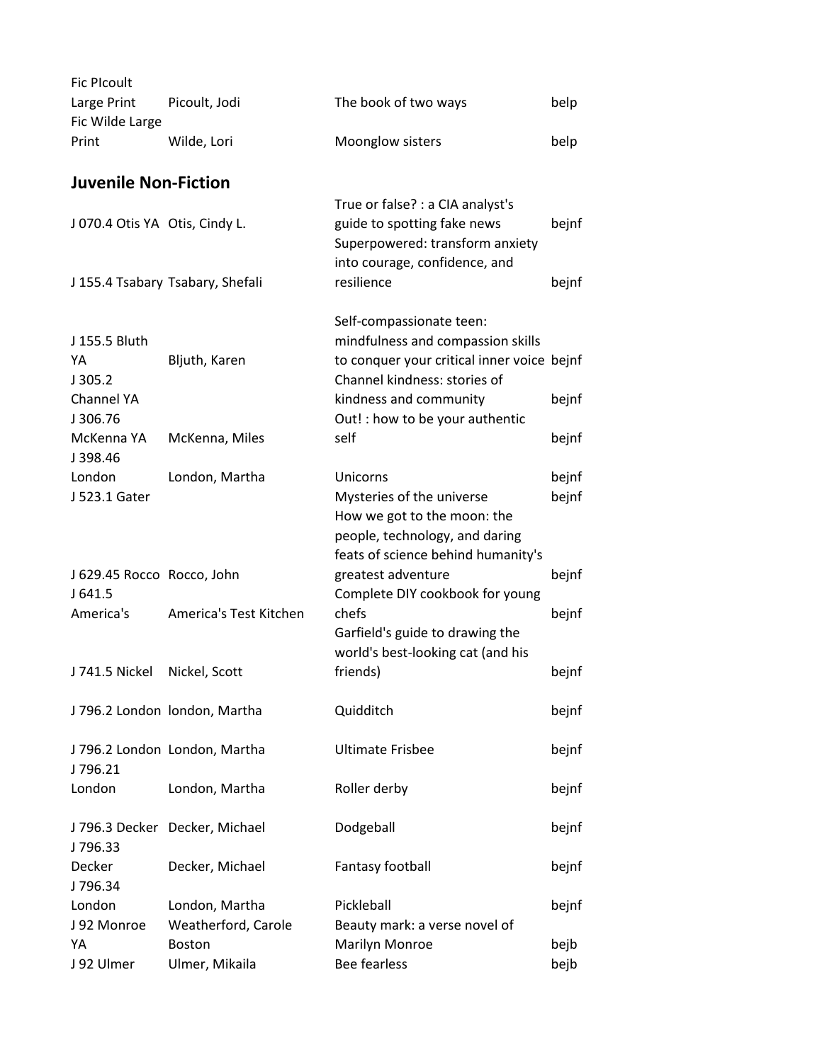| | | | |
|---|---|---|---|
| Fic PIcoult Large Print | Picoult, Jodi | The book of two ways | belp |
| Fic Wilde Large Print | Wilde, Lori | Moonglow sisters | belp |

## Juvenile Non-Fiction

| | | | |
|---|---|---|---|
| J 070.4 Otis YA | Otis, Cindy L. | True or false? : a CIA analyst's guide to spotting fake news | bejnf |
| J 155.4 Tsabary | Tsabary, Shefali | Superpowered: transform anxiety into courage, confidence, and resilience | bejnf |
| J 155.5 Bluth YA | Bljuth, Karen | Self-compassionate teen: mindfulness and compassion skills to conquer your critical inner voice | bejnf |
| J 305.2 Channel YA | | Channel kindness: stories of kindness and community | bejnf |
| J 306.76 McKenna YA | McKenna, Miles | Out! : how to be your authentic self | bejnf |
| J 398.46 London | London, Martha | Unicorns | bejnf |
| J 523.1 Gater | | Mysteries of the universe | bejnf |
| J 629.45 Rocco | Rocco, John | How we got to the moon: the people, technology, and daring feats of science behind humanity's greatest adventure | bejnf |
| J 641.5 America's | America's Test Kitchen | Complete DIY cookbook for young chefs | bejnf |
| J 741.5 Nickel | Nickel, Scott | Garfield's guide to drawing the world's best-looking cat (and his friends) | bejnf |
| J 796.2 London | london, Martha | Quidditch | bejnf |
| J 796.2 London | London, Martha | Ultimate Frisbee | bejnf |
| J 796.21 London | London, Martha | Roller derby | bejnf |
| J 796.3 Decker | Decker, Michael | Dodgeball | bejnf |
| J 796.33 Decker | Decker, Michael | Fantasy football | bejnf |
| J 796.34 London | London, Martha | Pickleball | bejnf |
| J 92 Monroe YA | Weatherford, Carole Boston | Beauty mark: a verse novel of Marilyn Monroe | bejb |
| J 92 Ulmer | Ulmer, Mikaila | Bee fearless | bejb |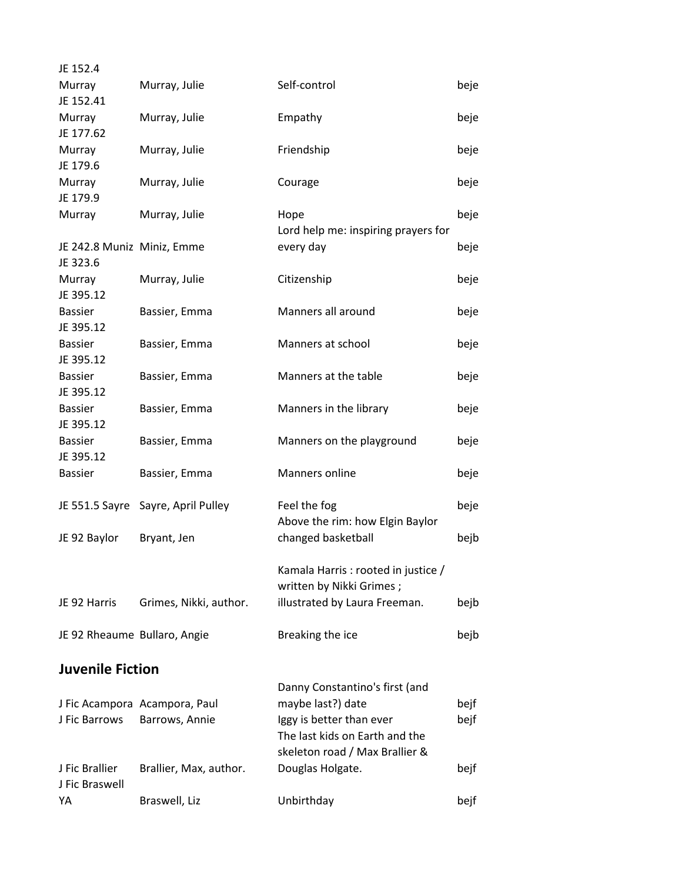| | | | |
|---|---|---|---|
| JE 152.4 Murray | Murray, Julie | Self-control | beje |
| JE 152.41 Murray | Murray, Julie | Empathy | beje |
| JE 177.62 Murray | Murray, Julie | Friendship | beje |
| JE 179.6 Murray | Murray, Julie | Courage | beje |
| JE 179.9 Murray | Murray, Julie | Hope | beje |
| JE 242.8 Muniz | Miniz, Emme | Lord help me: inspiring prayers for every day | beje |
| JE 323.6 Murray | Murray, Julie | Citizenship | beje |
| JE 395.12 Bassier | Bassier, Emma | Manners all around | beje |
| JE 395.12 Bassier | Bassier, Emma | Manners at school | beje |
| JE 395.12 Bassier | Bassier, Emma | Manners at the table | beje |
| JE 395.12 Bassier | Bassier, Emma | Manners in the library | beje |
| JE 395.12 Bassier | Bassier, Emma | Manners on the playground | beje |
| JE 395.12 Bassier | Bassier, Emma | Manners online | beje |
| JE 551.5 Sayre | Sayre, April Pulley | Feel the fog | beje |
| JE 92 Baylor | Bryant, Jen | Above the rim: how Elgin Baylor changed basketball | bejb |
| JE 92 Harris | Grimes, Nikki, author. | Kamala Harris : rooted in justice / written by Nikki Grimes ; illustrated by Laura Freeman. | bejb |
| JE 92 Rheaume | Bullaro, Angie | Breaking the ice | bejb |

## Juvenile Fiction

| | | | |
|---|---|---|---|
| J Fic Acampora | Acampora, Paul | Danny Constantino's first (and maybe last?) date | bejf |
| J Fic Barrows | Barrows, Annie | Iggy is better than ever | bejf |
| J Fic Brallier | Brallier, Max, author. | The last kids on Earth and the skeleton road / Max Brallier & Douglas Holgate. | bejf |
| J Fic Braswell YA | Braswell, Liz | Unbirthday | bejf |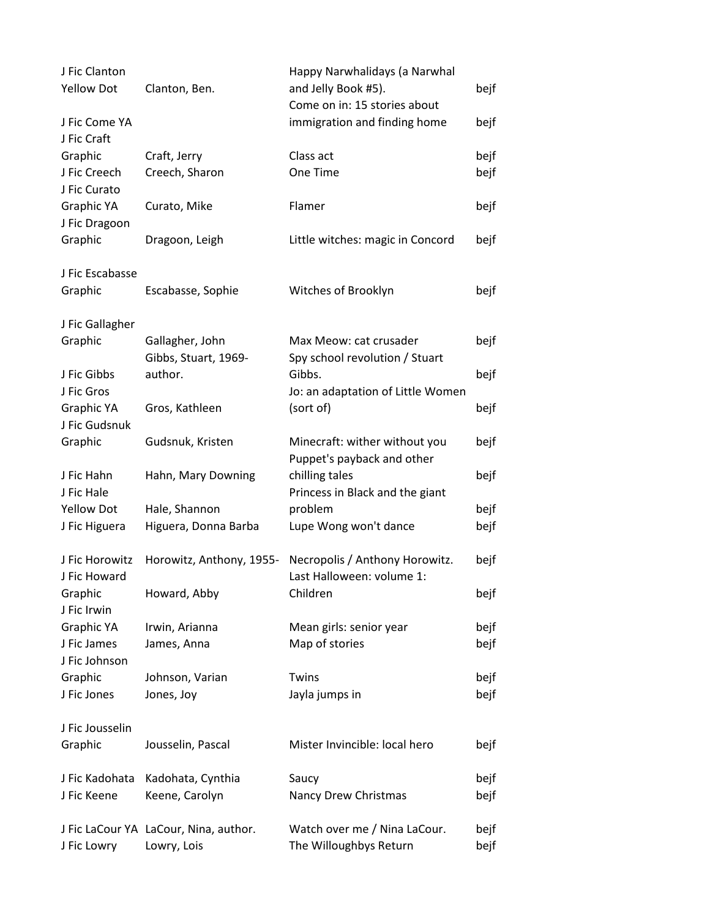| | | | |
|---|---|---|---|
| J Fic Clanton Yellow Dot | Clanton, Ben. | Happy Narwhalidays (a Narwhal and Jelly Book #5). | bejf |
| J Fic Come YA | | Come on in: 15 stories about immigration and finding home | bejf |
| J Fic Craft Graphic | Craft, Jerry | Class act | bejf |
| J Fic Creech | Creech, Sharon | One Time | bejf |
| J Fic Curato Graphic YA | Curato, Mike | Flamer | bejf |
| J Fic Dragoon Graphic | Dragoon, Leigh | Little witches: magic in Concord | bejf |
| J Fic Escabasse Graphic | Escabasse, Sophie | Witches of Brooklyn | bejf |
| J Fic Gallagher Graphic | Gallagher, John | Max Meow: cat crusader | bejf |
| J Fic Gibbs | Gibbs, Stuart, 1969- author. | Spy school revolution / Stuart Gibbs. | bejf |
| J Fic Gros Graphic YA | Gros, Kathleen | Jo: an adaptation of Little Women (sort of) | bejf |
| J Fic Gudsnuk Graphic | Gudsnuk, Kristen | Minecraft: wither without you | bejf |
| J Fic Hahn | Hahn, Mary Downing | Puppet's payback and other chilling tales | bejf |
| J Fic Hale Yellow Dot | Hale, Shannon | Princess in Black and the giant problem | bejf |
| J Fic Higuera | Higuera, Donna Barba | Lupe Wong won't dance | bejf |
| J Fic Horowitz | Horowitz, Anthony, 1955- | Necropolis / Anthony Horowitz. | bejf |
| J Fic Howard Graphic | Howard, Abby | Last Halloween: volume 1: Children | bejf |
| J Fic Irwin Graphic YA | Irwin, Arianna | Mean girls: senior year | bejf |
| J Fic James | James, Anna | Map of stories | bejf |
| J Fic Johnson Graphic | Johnson, Varian | Twins | bejf |
| J Fic Jones | Jones, Joy | Jayla jumps in | bejf |
| J Fic Jousselin Graphic | Jousselin, Pascal | Mister Invincible: local hero | bejf |
| J Fic Kadohata | Kadohata, Cynthia | Saucy | bejf |
| J Fic Keene | Keene, Carolyn | Nancy Drew Christmas | bejf |
| J Fic LaCour YA | LaCour, Nina, author. | Watch over me / Nina LaCour. | bejf |
| J Fic Lowry | Lowry, Lois | The Willoughbys Return | bejf |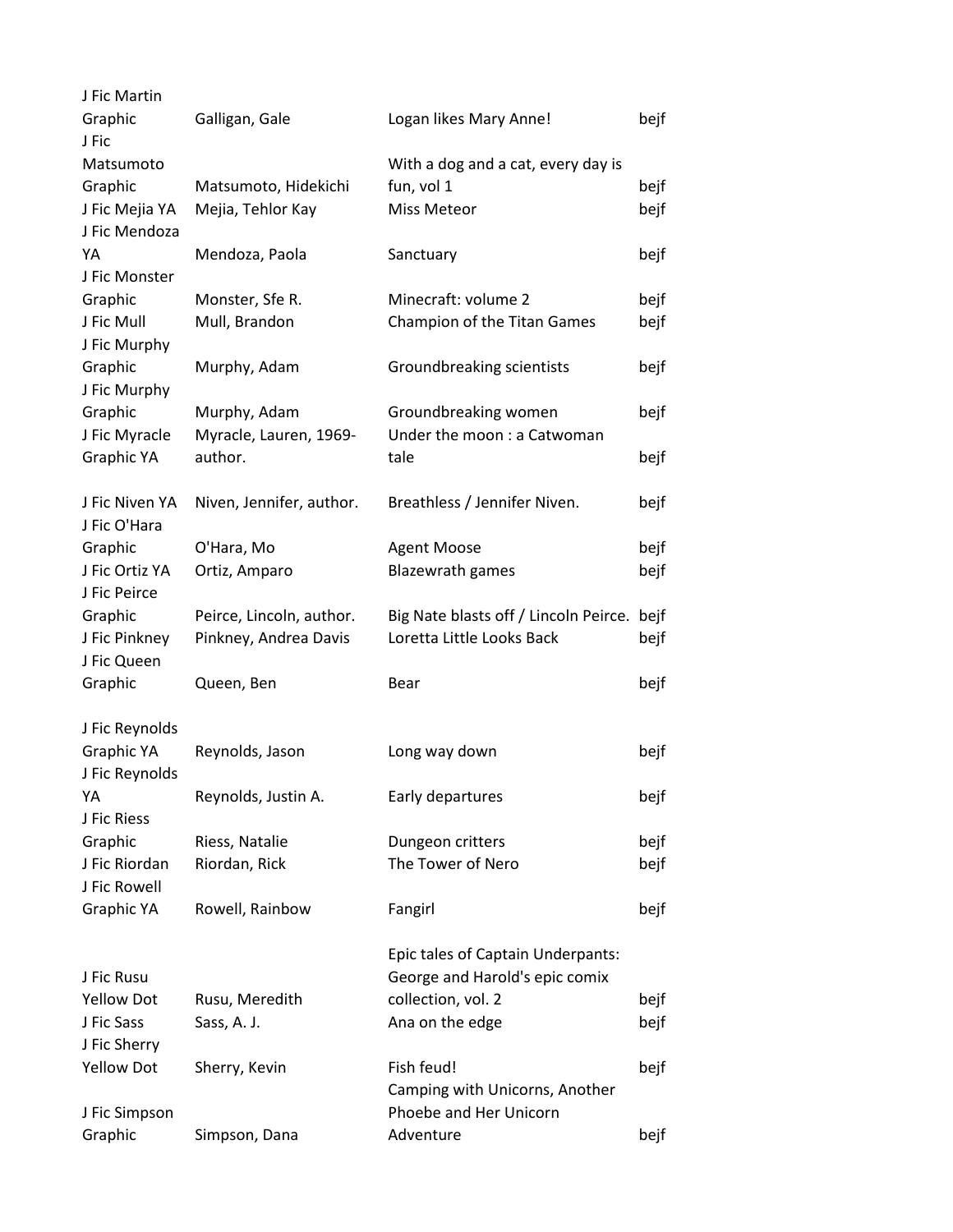| | | | |
|---|---|---|---|
| J Fic Martin Graphic | Galligan, Gale | Logan likes Mary Anne! | bejf |
| J Fic Matsumoto Graphic | Matsumoto, Hidekichi | With a dog and a cat, every day is fun, vol 1 | bejf |
| J Fic Mejia YA | Mejia, Tehlor Kay | Miss Meteor | bejf |
| J Fic Mendoza YA | Mendoza, Paola | Sanctuary | bejf |
| J Fic Monster Graphic | Monster, Sfe R. | Minecraft: volume 2 | bejf |
| J Fic Mull | Mull, Brandon | Champion of the Titan Games | bejf |
| J Fic Murphy Graphic | Murphy, Adam | Groundbreaking scientists | bejf |
| J Fic Murphy Graphic | Murphy, Adam | Groundbreaking women | bejf |
| J Fic Myracle Graphic YA | Myracle, Lauren, 1969- author. | Under the moon : a Catwoman tale | bejf |
| J Fic Niven YA | Niven, Jennifer, author. | Breathless / Jennifer Niven. | bejf |
| J Fic O'Hara Graphic | O'Hara, Mo | Agent Moose | bejf |
| J Fic Ortiz YA | Ortiz, Amparo | Blazewrath games | bejf |
| J Fic Peirce Graphic | Peirce, Lincoln, author. | Big Nate blasts off / Lincoln Peirce. | bejf |
| J Fic Pinkney | Pinkney, Andrea Davis | Loretta Little Looks Back | bejf |
| J Fic Queen Graphic | Queen, Ben | Bear | bejf |
| J Fic Reynolds Graphic YA | Reynolds, Jason | Long way down | bejf |
| J Fic Reynolds YA | Reynolds, Justin A. | Early departures | bejf |
| J Fic Riess Graphic | Riess, Natalie | Dungeon critters | bejf |
| J Fic Riordan | Riordan, Rick | The Tower of Nero | bejf |
| J Fic Rowell Graphic YA | Rowell, Rainbow | Fangirl | bejf |
| J Fic Rusu Yellow Dot | Rusu, Meredith | Epic tales of Captain Underpants: George and Harold's epic comix collection, vol. 2 | bejf |
| J Fic Sass | Sass, A. J. | Ana on the edge | bejf |
| J Fic Sherry Yellow Dot | Sherry, Kevin | Fish feud! | bejf |
| J Fic Simpson Graphic | Simpson, Dana | Camping with Unicorns, Another Phoebe and Her Unicorn Adventure | bejf |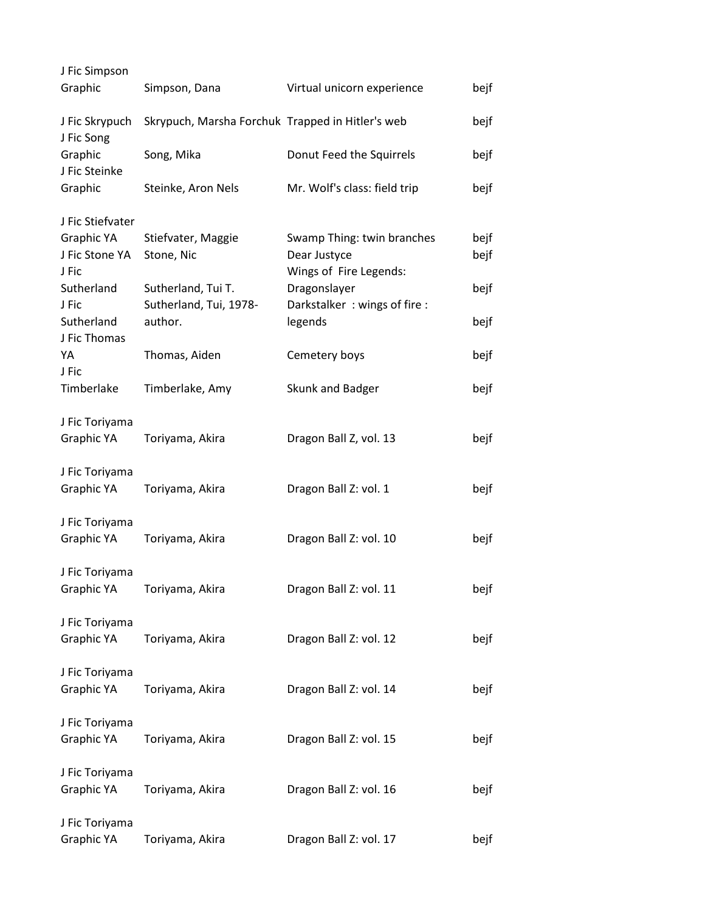| | | | |
|---|---|---|---|
| J Fic Simpson Graphic | Simpson, Dana | Virtual unicorn experience | bejf |
| J Fic Skrypuch | Skrypuch, Marsha Forchuk | Trapped in Hitler's web | bejf |
| J Fic Song Graphic | Song, Mika | Donut Feed the Squirrels | bejf |
| J Fic Steinke Graphic | Steinke, Aron Nels | Mr. Wolf's class: field trip | bejf |
| J Fic Stiefvater Graphic YA | Stiefvater, Maggie | Swamp Thing: twin branches | bejf |
| J Fic Stone YA | Stone, Nic | Dear Justyce | bejf |
| J Fic Sutherland | Sutherland, Tui T. | Wings of Fire Legends: Dragonslayer | bejf |
| J Fic Sutherland | Sutherland, Tui, 1978- author. | Darkstalker : wings of fire : legends | bejf |
| J Fic Thomas YA | Thomas, Aiden | Cemetery boys | bejf |
| J Fic Timberlake | Timberlake, Amy | Skunk and Badger | bejf |
| J Fic Toriyama Graphic YA | Toriyama, Akira | Dragon Ball Z, vol. 13 | bejf |
| J Fic Toriyama Graphic YA | Toriyama, Akira | Dragon Ball Z: vol. 1 | bejf |
| J Fic Toriyama Graphic YA | Toriyama, Akira | Dragon Ball Z: vol. 10 | bejf |
| J Fic Toriyama Graphic YA | Toriyama, Akira | Dragon Ball Z: vol. 11 | bejf |
| J Fic Toriyama Graphic YA | Toriyama, Akira | Dragon Ball Z: vol. 12 | bejf |
| J Fic Toriyama Graphic YA | Toriyama, Akira | Dragon Ball Z: vol. 14 | bejf |
| J Fic Toriyama Graphic YA | Toriyama, Akira | Dragon Ball Z: vol. 15 | bejf |
| J Fic Toriyama Graphic YA | Toriyama, Akira | Dragon Ball Z: vol. 16 | bejf |
| J Fic Toriyama Graphic YA | Toriyama, Akira | Dragon Ball Z: vol. 17 | bejf |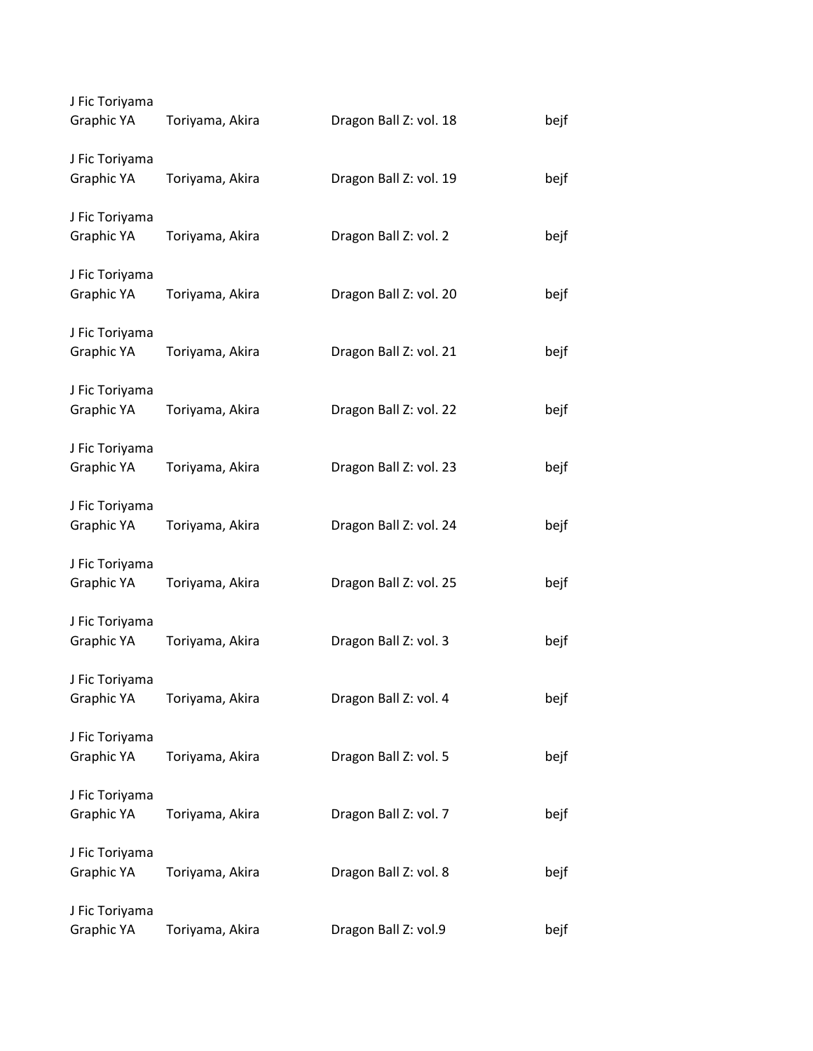| | | | |
|---|---|---|---|
| J Fic Toriyama Graphic YA | Toriyama, Akira | Dragon Ball Z: vol. 18 | bejf |
| J Fic Toriyama Graphic YA | Toriyama, Akira | Dragon Ball Z: vol. 19 | bejf |
| J Fic Toriyama Graphic YA | Toriyama, Akira | Dragon Ball Z: vol. 2 | bejf |
| J Fic Toriyama Graphic YA | Toriyama, Akira | Dragon Ball Z: vol. 20 | bejf |
| J Fic Toriyama Graphic YA | Toriyama, Akira | Dragon Ball Z: vol. 21 | bejf |
| J Fic Toriyama Graphic YA | Toriyama, Akira | Dragon Ball Z: vol. 22 | bejf |
| J Fic Toriyama Graphic YA | Toriyama, Akira | Dragon Ball Z: vol. 23 | bejf |
| J Fic Toriyama Graphic YA | Toriyama, Akira | Dragon Ball Z: vol. 24 | bejf |
| J Fic Toriyama Graphic YA | Toriyama, Akira | Dragon Ball Z: vol. 25 | bejf |
| J Fic Toriyama Graphic YA | Toriyama, Akira | Dragon Ball Z: vol. 3 | bejf |
| J Fic Toriyama Graphic YA | Toriyama, Akira | Dragon Ball Z: vol. 4 | bejf |
| J Fic Toriyama Graphic YA | Toriyama, Akira | Dragon Ball Z: vol. 5 | bejf |
| J Fic Toriyama Graphic YA | Toriyama, Akira | Dragon Ball Z: vol. 7 | bejf |
| J Fic Toriyama Graphic YA | Toriyama, Akira | Dragon Ball Z: vol. 8 | bejf |
| J Fic Toriyama Graphic YA | Toriyama, Akira | Dragon Ball Z: vol.9 | bejf |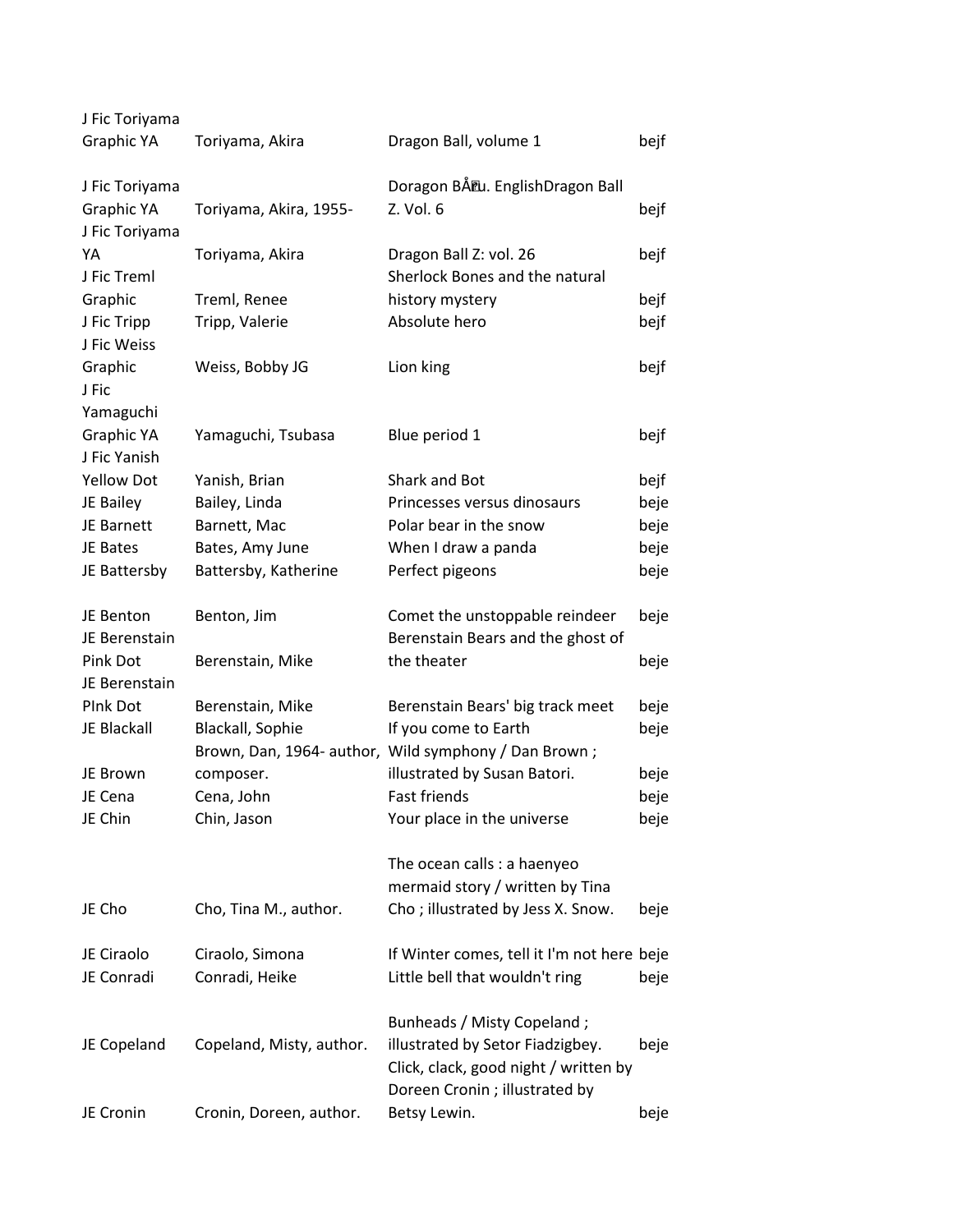| | | | |
|---|---|---|---|
| J Fic Toriyama Graphic YA | Toriyama, Akira | Dragon Ball, volume 1 | bejf |
| J Fic Toriyama Graphic YA | Toriyama, Akira, 1955- | Doragon BÅ�u. EnglishDragon Ball Z. Vol. 6 | bejf |
| J Fic Toriyama YA | Toriyama, Akira | Dragon Ball Z: vol. 26 | bejf |
| J Fic Treml Graphic | Treml, Renee | Sherlock Bones and the natural history mystery | bejf |
| J Fic Tripp | Tripp, Valerie | Absolute hero | bejf |
| J Fic Weiss Graphic | Weiss, Bobby JG | Lion king | bejf |
| J Fic Yamaguchi Graphic YA | Yamaguchi, Tsubasa | Blue period 1 | bejf |
| J Fic Yanish Yellow Dot | Yanish, Brian | Shark and Bot | bejf |
| JE Bailey | Bailey, Linda | Princesses versus dinosaurs | beje |
| JE Barnett | Barnett, Mac | Polar bear in the snow | beje |
| JE Bates | Bates, Amy June | When I draw a panda | beje |
| JE Battersby | Battersby, Katherine | Perfect pigeons | beje |
| JE Benton | Benton, Jim | Comet the unstoppable reindeer | beje |
| JE Berenstain Pink Dot | Berenstain, Mike | Berenstain Bears and the ghost of the theater | beje |
| JE Berenstain PInk Dot | Berenstain, Mike | Berenstain Bears' big track meet | beje |
| JE Blackall | Blackall, Sophie | If you come to Earth | beje |
| JE Brown | Brown, Dan, 1964- author, composer. | Wild symphony / Dan Brown ; illustrated by Susan Batori. | beje |
| JE Cena | Cena, John | Fast friends | beje |
| JE Chin | Chin, Jason | Your place in the universe | beje |
| JE Cho | Cho, Tina M., author. | The ocean calls : a haenyeo mermaid story / written by Tina Cho ; illustrated by Jess X. Snow. | beje |
| JE Ciraolo | Ciraolo, Simona | If Winter comes, tell it I'm not here | beje |
| JE Conradi | Conradi, Heike | Little bell that wouldn't ring | beje |
| JE Copeland | Copeland, Misty, author. | Bunheads / Misty Copeland ; illustrated by Setor Fiadzigbey. | beje |
| JE Cronin | Cronin, Doreen, author. | Click, clack, good night / written by Doreen Cronin ; illustrated by Betsy Lewin. | beje |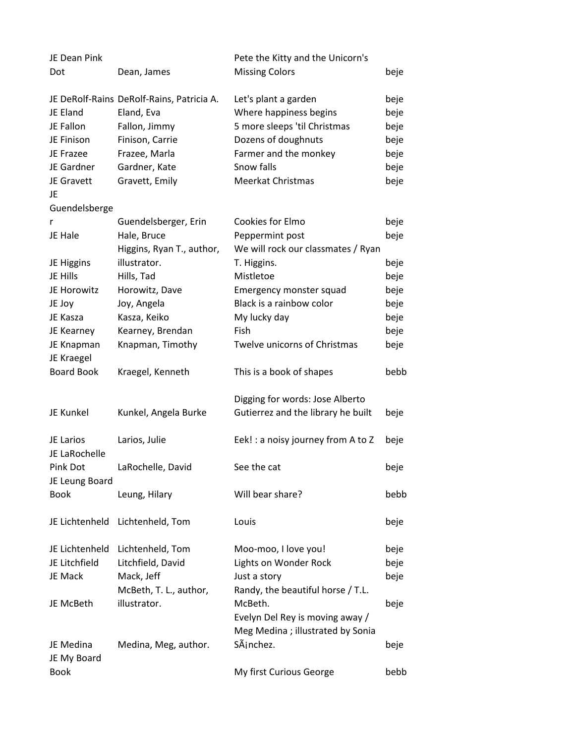| | | | |
|---|---|---|---|
| JE Dean Pink Dot | Dean, James | Pete the Kitty and the Unicorn's Missing Colors | beje |
| JE DeRolf-Rains | DeRolf-Rains, Patricia A. | Let's plant a garden | beje |
| JE Eland | Eland, Eva | Where happiness begins | beje |
| JE Fallon | Fallon, Jimmy | 5 more sleeps 'til Christmas | beje |
| JE Finison | Finison, Carrie | Dozens of doughnuts | beje |
| JE Frazee | Frazee, Marla | Farmer and the monkey | beje |
| JE Gardner | Gardner, Kate | Snow falls | beje |
| JE Gravett | Gravett, Emily | Meerkat Christmas | beje |
| JE Guendelsberger | Guendelsberger, Erin | Cookies for Elmo | beje |
| JE Hale | Hale, Bruce | Peppermint post | beje |
| JE Higgins | Higgins, Ryan T., author, illustrator. | We will rock our classmates / Ryan T. Higgins. | beje |
| JE Hills | Hills, Tad | Mistletoe | beje |
| JE Horowitz | Horowitz, Dave | Emergency monster squad | beje |
| JE Joy | Joy, Angela | Black is a rainbow color | beje |
| JE Kasza | Kasza, Keiko | My lucky day | beje |
| JE Kearney | Kearney, Brendan | Fish | beje |
| JE Knapman | Knapman, Timothy | Twelve unicorns of Christmas | beje |
| JE Kraegel Board Book | Kraegel, Kenneth | This is a book of shapes | bebb |
| JE Kunkel | Kunkel, Angela Burke | Digging for words: Jose Alberto Gutierrez and the library he built | beje |
| JE Larios | Larios, Julie | Eek! : a noisy journey from A to Z | beje |
| JE LaRochelle Pink Dot | LaRochelle, David | See the cat | beje |
| JE Leung Board Book | Leung, Hilary | Will bear share? | bebb |
| JE Lichtenheld | Lichtenheld, Tom | Louis | beje |
| JE Lichtenheld | Lichtenheld, Tom | Moo-moo, I love you! | beje |
| JE Litchfield | Litchfield, David | Lights on Wonder Rock | beje |
| JE Mack | Mack, Jeff | Just a story | beje |
| JE McBeth | McBeth, T. L., author, illustrator. | Randy, the beautiful horse / T.L. McBeth. | beje |
| JE Medina | Medina, Meg, author. | Evelyn Del Rey is moving away / Meg Medina ; illustrated by Sonia SÃ¡nchez. | beje |
| JE My Board Book | | My first Curious George | bebb |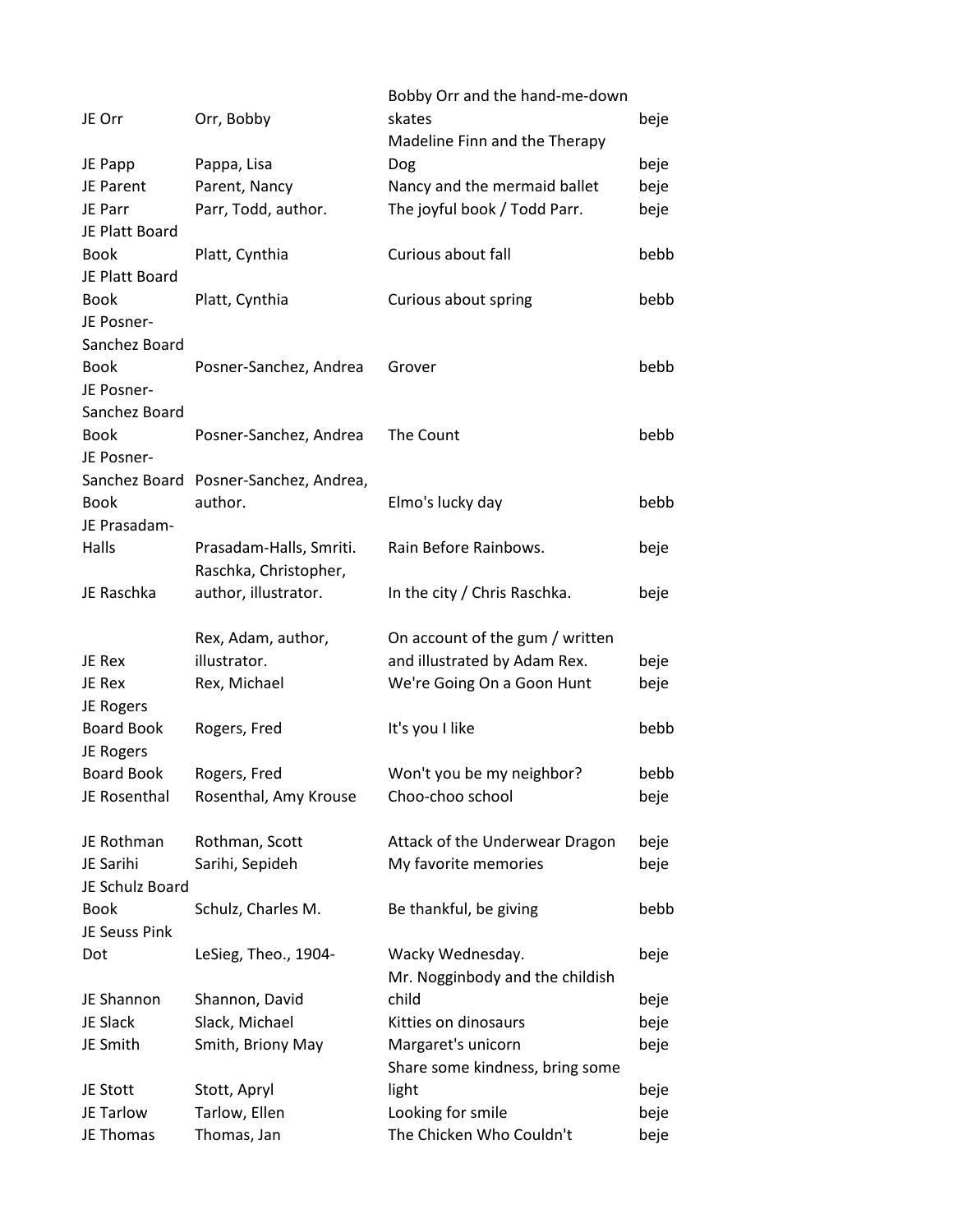| | | | |
|---|---|---|---|
| JE Orr | Orr, Bobby | Bobby Orr and the hand-me-down skates | beje |
| JE Papp | Pappa, Lisa | Madeline Finn and the Therapy Dog | beje |
| JE Parent | Parent, Nancy | Nancy and the mermaid ballet | beje |
| JE Parr | Parr, Todd, author. | The joyful book / Todd Parr. | beje |
| JE Platt Board Book | Platt, Cynthia | Curious about fall | bebb |
| JE Platt Board Book | Platt, Cynthia | Curious about spring | bebb |
| JE Posner-Sanchez Board Book | Posner-Sanchez, Andrea | Grover | bebb |
| JE Posner-Sanchez Board Book | Posner-Sanchez, Andrea | The Count | bebb |
| JE Posner-Sanchez Board Book | Posner-Sanchez, Andrea, author. | Elmo's lucky day | bebb |
| JE Prasadam-Halls | Prasadam-Halls, Smriti. | Rain Before Rainbows. | beje |
| JE Raschka | Raschka, Christopher, author, illustrator. | In the city / Chris Raschka. | beje |
| JE Rex | Rex, Adam, author, illustrator. | On account of the gum / written and illustrated by Adam Rex. | beje |
| JE Rex | Rex, Michael | We're Going On a Goon Hunt | beje |
| JE Rogers Board Book | Rogers, Fred | It's you I like | bebb |
| JE Rogers Board Book | Rogers, Fred | Won't you be my neighbor? | bebb |
| JE Rosenthal | Rosenthal, Amy Krouse | Choo-choo school | beje |
| JE Rothman | Rothman, Scott | Attack of the Underwear Dragon | beje |
| JE Sarihi | Sarihi, Sepideh | My favorite memories | beje |
| JE Schulz Board Book | Schulz, Charles M. | Be thankful, be giving | bebb |
| JE Seuss Pink Dot | LeSieg, Theo., 1904- | Wacky Wednesday. | beje |
| JE Shannon | Shannon, David | Mr. Nogginbody and the childish child | beje |
| JE Slack | Slack, Michael | Kitties on dinosaurs | beje |
| JE Smith | Smith, Briony May | Margaret's unicorn | beje |
| JE Stott | Stott, Apryl | Share some kindness, bring some light | beje |
| JE Tarlow | Tarlow, Ellen | Looking for smile | beje |
| JE Thomas | Thomas, Jan | The Chicken Who Couldn't | beje |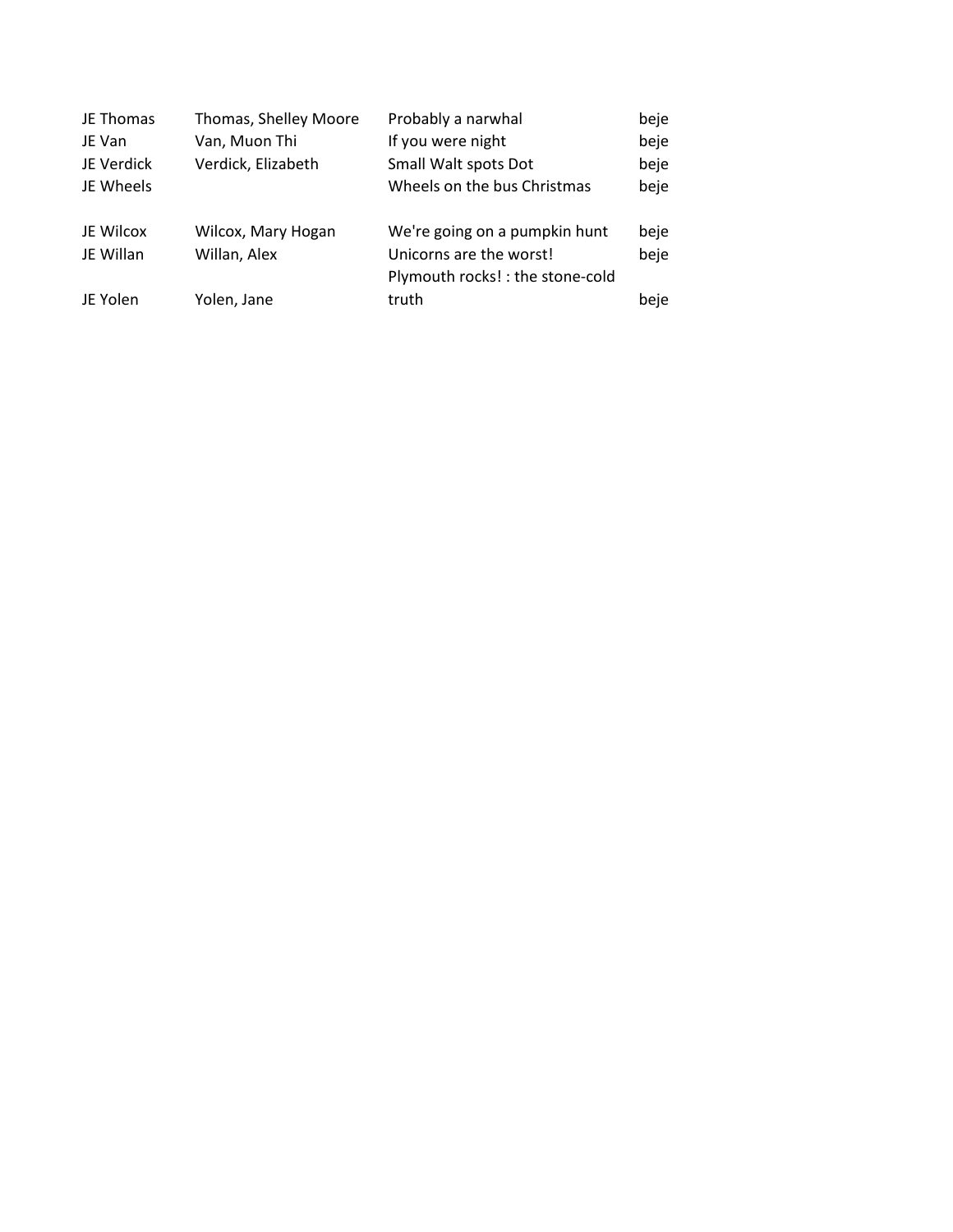| | | | |
|---|---|---|---|
| JE Thomas | Thomas, Shelley Moore | Probably a narwhal | beje |
| JE Van | Van, Muon Thi | If you were night | beje |
| JE Verdick | Verdick, Elizabeth | Small Walt spots Dot | beje |
| JE Wheels | | Wheels on the bus Christmas | beje |
| JE Wilcox | Wilcox, Mary Hogan | We're going on a pumpkin hunt | beje |
| JE Willan | Willan, Alex | Unicorns are the worst! | beje |
| JE Yolen | Yolen, Jane | Plymouth rocks! : the stone-cold truth | beje |